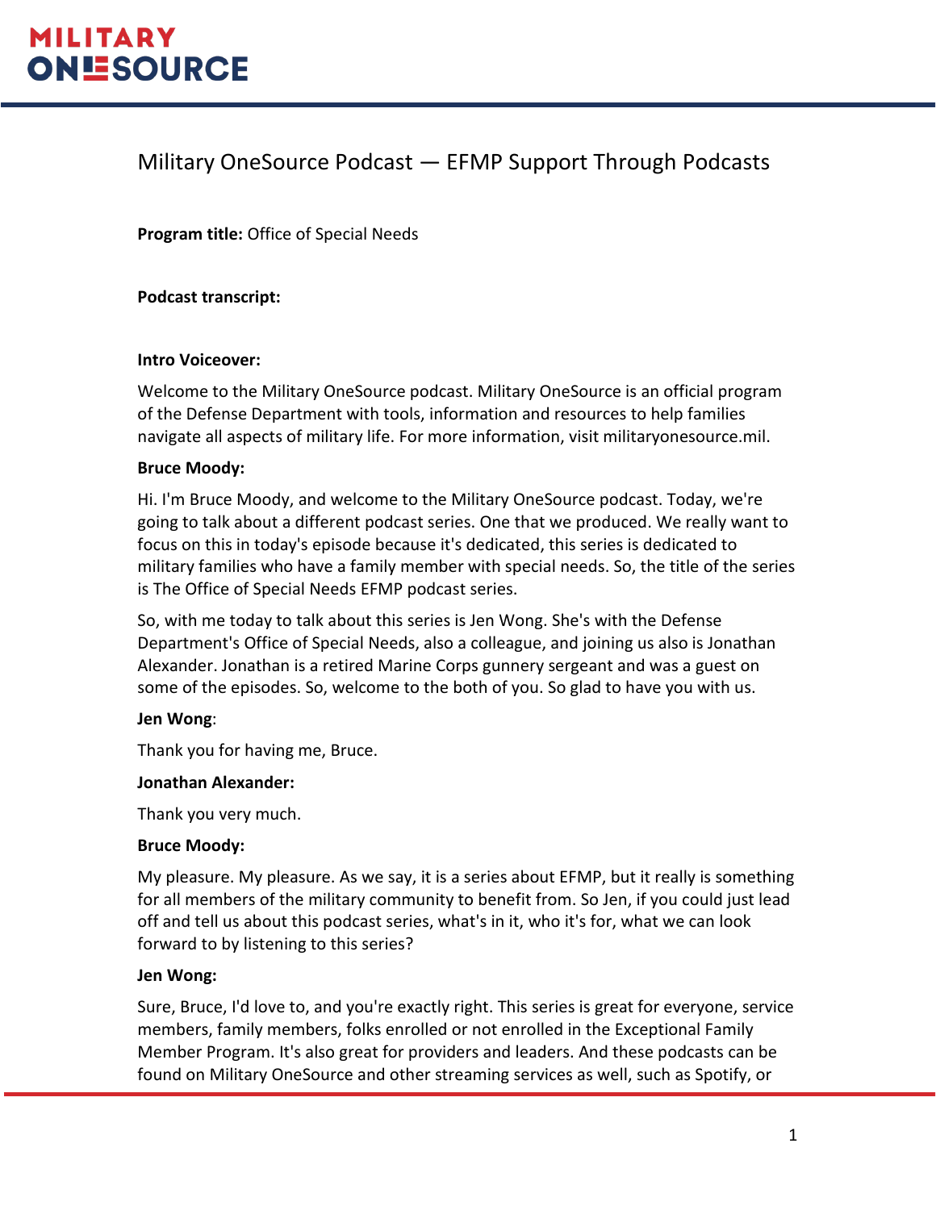# Military OneSource Podcast — EFMP Support Through Podcasts

**Program title:** Office of Special Needs

**Podcast transcript:**

**Intro Voiceover:**

Welcome to the Military OneSource podcast. Military OneSource is an official program of the Defense Department with tools, information and resources to help families navigate all aspects of military life. For more information, visit militaryonesource.mil.

**Bruce Moody:**

Hi. I'm Bruce Moody, and welcome to the Military OneSource podcast. Today, we're going to talk about a different podcast series. One that we produced. We really want to focus on this in today's episode because it's dedicated, this series is dedicated to military families who have a family member with special needs. So, the title of the series is The Office of Special Needs EFMP podcast series.

So, with me today to talk about this series is Jen Wong. She's with the Defense Department's Office of Special Needs, also a colleague, and joining us also is Jonathan Alexander. Jonathan is a retired Marine Corps gunnery sergeant and was a guest on some of the episodes. So, welcome to the both of you. So glad to have you with us.

**Jen Wong**:

Thank you for having me, Bruce.

**Jonathan Alexander:**

Thank you very much.

**Bruce Moody:**

My pleasure. My pleasure. As we say, it is a series about EFMP, but it really is something for all members of the military community to benefit from. So Jen, if you could just lead off and tell us about this podcast series, what's in it, who it's for, what we can look forward to by listening to this series?

**Jen Wong:**

Sure, Bruce, I'd love to, and you're exactly right. This series is great for everyone, service members, family members, folks enrolled or not enrolled in the Exceptional Family Member Program. It's also great for providers and leaders. And these podcasts can be found on Military OneSource and other streaming services as well, such as Spotify, or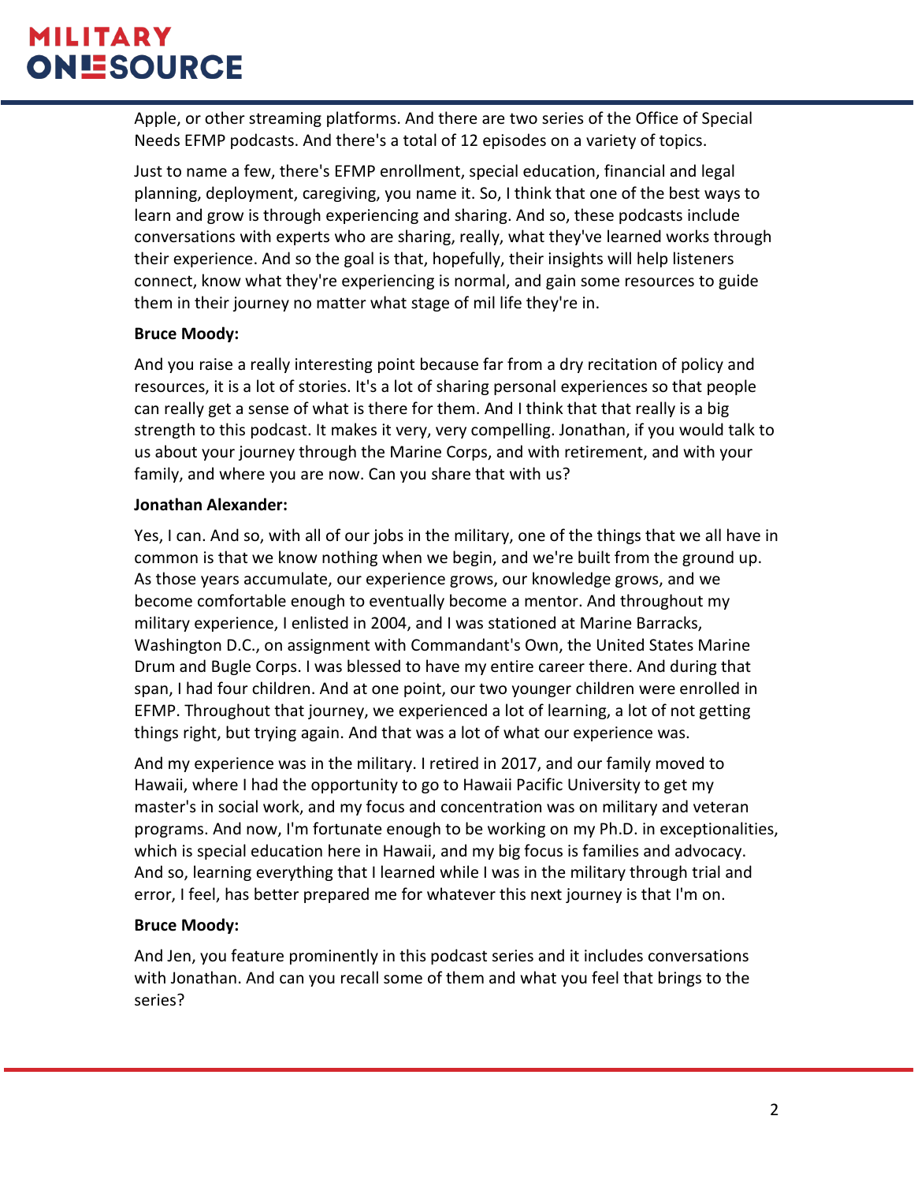Apple, or other streaming platforms. And there are two series of the Office of Special Needs EFMP podcasts. And there's a total of 12 episodes on a variety of topics.

Just to name a few, there's EFMP enrollment, special education, financial and legal planning, deployment, caregiving, you name it. So, I think that one of the best ways to learn and grow is through experiencing and sharing. And so, these podcasts include conversations with experts who are sharing, really, what they've learned works through their experience. And so the goal is that, hopefully, their insights will help listeners connect, know what they're experiencing is normal, and gain some resources to guide them in their journey no matter what stage of mil life they're in.

**Bruce Moody:**

And you raise a really interesting point because far from a dry recitation of policy and resources, it is a lot of stories. It's a lot of sharing personal experiences so that people can really get a sense of what is there for them. And I think that that really is a big strength to this podcast. It makes it very, very compelling. Jonathan, if you would talk to us about your journey through the Marine Corps, and with retirement, and with your family, and where you are now. Can you share that with us?

**Jonathan Alexander:**

Yes, I can. And so, with all of our jobs in the military, one of the things that we all have in common is that we know nothing when we begin, and we're built from the ground up. As those years accumulate, our experience grows, our knowledge grows, and we become comfortable enough to eventually become a mentor. And throughout my military experience, I enlisted in 2004, and I was stationed at Marine Barracks, Washington D.C., on assignment with Commandant's Own, the United States Marine Drum and Bugle Corps. I was blessed to have my entire career there. And during that span, I had four children. And at one point, our two younger children were enrolled in EFMP. Throughout that journey, we experienced a lot of learning, a lot of not getting things right, but trying again. And that was a lot of what our experience was.

And my experience was in the military. I retired in 2017, and our family moved to Hawaii, where I had the opportunity to go to Hawaii Pacific University to get my master's in social work, and my focus and concentration was on military and veteran programs. And now, I'm fortunate enough to be working on my Ph.D. in exceptionalities, which is special education here in Hawaii, and my big focus is families and advocacy. And so, learning everything that I learned while I was in the military through trial and error, I feel, has better prepared me for whatever this next journey is that I'm on.

**Bruce Moody:**

And Jen, you feature prominently in this podcast series and it includes conversations with Jonathan. And can you recall some of them and what you feel that brings to the series?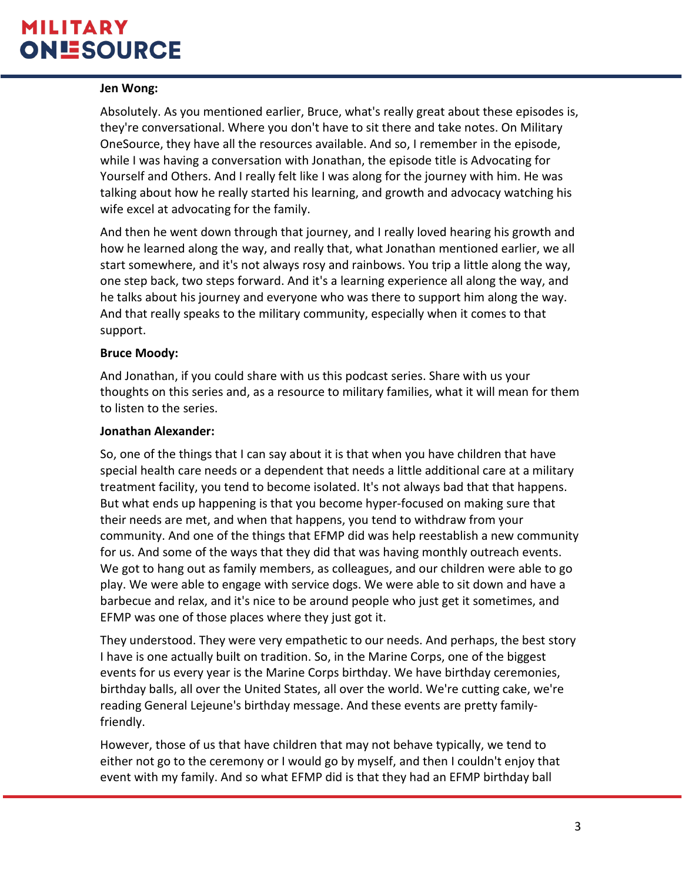**Jen Wong:**

Absolutely. As you mentioned earlier, Bruce, what's really great about these episodes is, they're conversational. Where you don't have to sit there and take notes. On Military OneSource, they have all the resources available. And so, I remember in the episode, while I was having a conversation with Jonathan, the episode title is Advocating for Yourself and Others. And I really felt like I was along for the journey with him. He was talking about how he really started his learning, and growth and advocacy watching his wife excel at advocating for the family.

And then he went down through that journey, and I really loved hearing his growth and how he learned along the way, and really that, what Jonathan mentioned earlier, we all start somewhere, and it's not always rosy and rainbows. You trip a little along the way, one step back, two steps forward. And it's a learning experience all along the way, and he talks about his journey and everyone who was there to support him along the way. And that really speaks to the military community, especially when it comes to that support.

**Bruce Moody:**

And Jonathan, if you could share with us this podcast series. Share with us your thoughts on this series and, as a resource to military families, what it will mean for them to listen to the series.

**Jonathan Alexander:**

So, one of the things that I can say about it is that when you have children that have special health care needs or a dependent that needs a little additional care at a military treatment facility, you tend to become isolated. It's not always bad that that happens. But what ends up happening is that you become hyper-focused on making sure that their needs are met, and when that happens, you tend to withdraw from your community. And one of the things that EFMP did was help reestablish a new community for us. And some of the ways that they did that was having monthly outreach events. We got to hang out as family members, as colleagues, and our children were able to go play. We were able to engage with service dogs. We were able to sit down and have a barbecue and relax, and it's nice to be around people who just get it sometimes, and EFMP was one of those places where they just got it.

They understood. They were very empathetic to our needs. And perhaps, the best story I have is one actually built on tradition. So, in the Marine Corps, one of the biggest events for us every year is the Marine Corps birthday. We have birthday ceremonies, birthday balls, all over the United States, all over the world. We're cutting cake, we're reading General Lejeune's birthday message. And these events are pretty family-friendly.

However, those of us that have children that may not behave typically, we tend to either not go to the ceremony or I would go by myself, and then I couldn't enjoy that event with my family. And so what EFMP did is that they had an EFMP birthday ball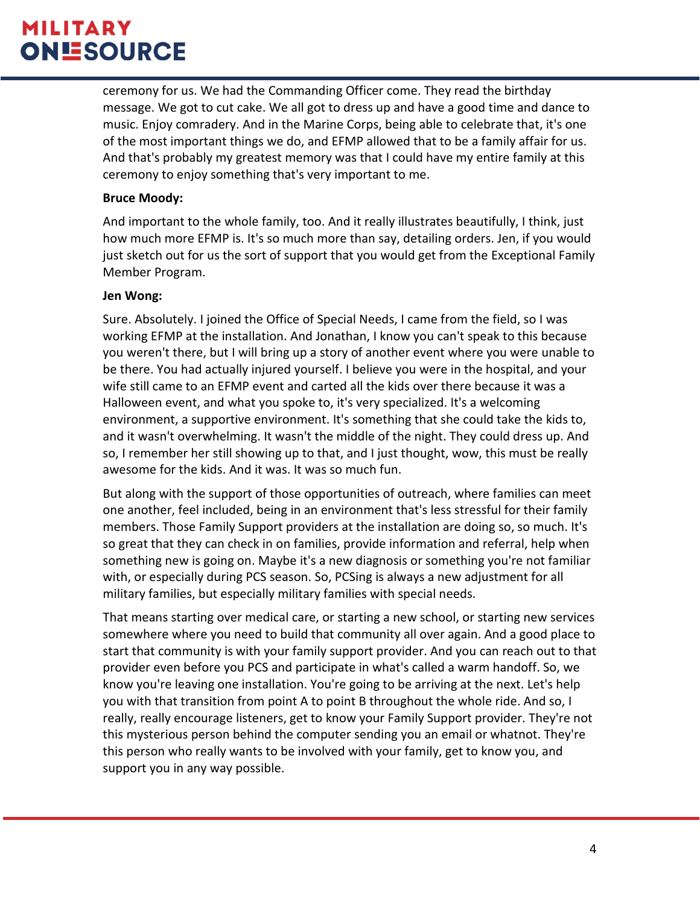ceremony for us. We had the Commanding Officer come. They read the birthday message. We got to cut cake. We all got to dress up and have a good time and dance to music. Enjoy comradery. And in the Marine Corps, being able to celebrate that, it's one of the most important things we do, and EFMP allowed that to be a family affair for us. And that's probably my greatest memory was that I could have my entire family at this ceremony to enjoy something that's very important to me.

**Bruce Moody:**

And important to the whole family, too. And it really illustrates beautifully, I think, just how much more EFMP is. It's so much more than say, detailing orders. Jen, if you would just sketch out for us the sort of support that you would get from the Exceptional Family Member Program.

**Jen Wong:**

Sure. Absolutely. I joined the Office of Special Needs, I came from the field, so I was working EFMP at the installation. And Jonathan, I know you can't speak to this because you weren't there, but I will bring up a story of another event where you were unable to be there. You had actually injured yourself. I believe you were in the hospital, and your wife still came to an EFMP event and carted all the kids over there because it was a Halloween event, and what you spoke to, it's very specialized. It's a welcoming environment, a supportive environment. It's something that she could take the kids to, and it wasn't overwhelming. It wasn't the middle of the night. They could dress up. And so, I remember her still showing up to that, and I just thought, wow, this must be really awesome for the kids. And it was. It was so much fun.

But along with the support of those opportunities of outreach, where families can meet one another, feel included, being in an environment that's less stressful for their family members. Those Family Support providers at the installation are doing so, so much. It's so great that they can check in on families, provide information and referral, help when something new is going on. Maybe it's a new diagnosis or something you're not familiar with, or especially during PCS season. So, PCSing is always a new adjustment for all military families, but especially military families with special needs.

That means starting over medical care, or starting a new school, or starting new services somewhere where you need to build that community all over again. And a good place to start that community is with your family support provider. And you can reach out to that provider even before you PCS and participate in what's called a warm handoff. So, we know you're leaving one installation. You're going to be arriving at the next. Let's help you with that transition from point A to point B throughout the whole ride. And so, I really, really encourage listeners, get to know your Family Support provider. They're not this mysterious person behind the computer sending you an email or whatnot. They're this person who really wants to be involved with your family, get to know you, and support you in any way possible.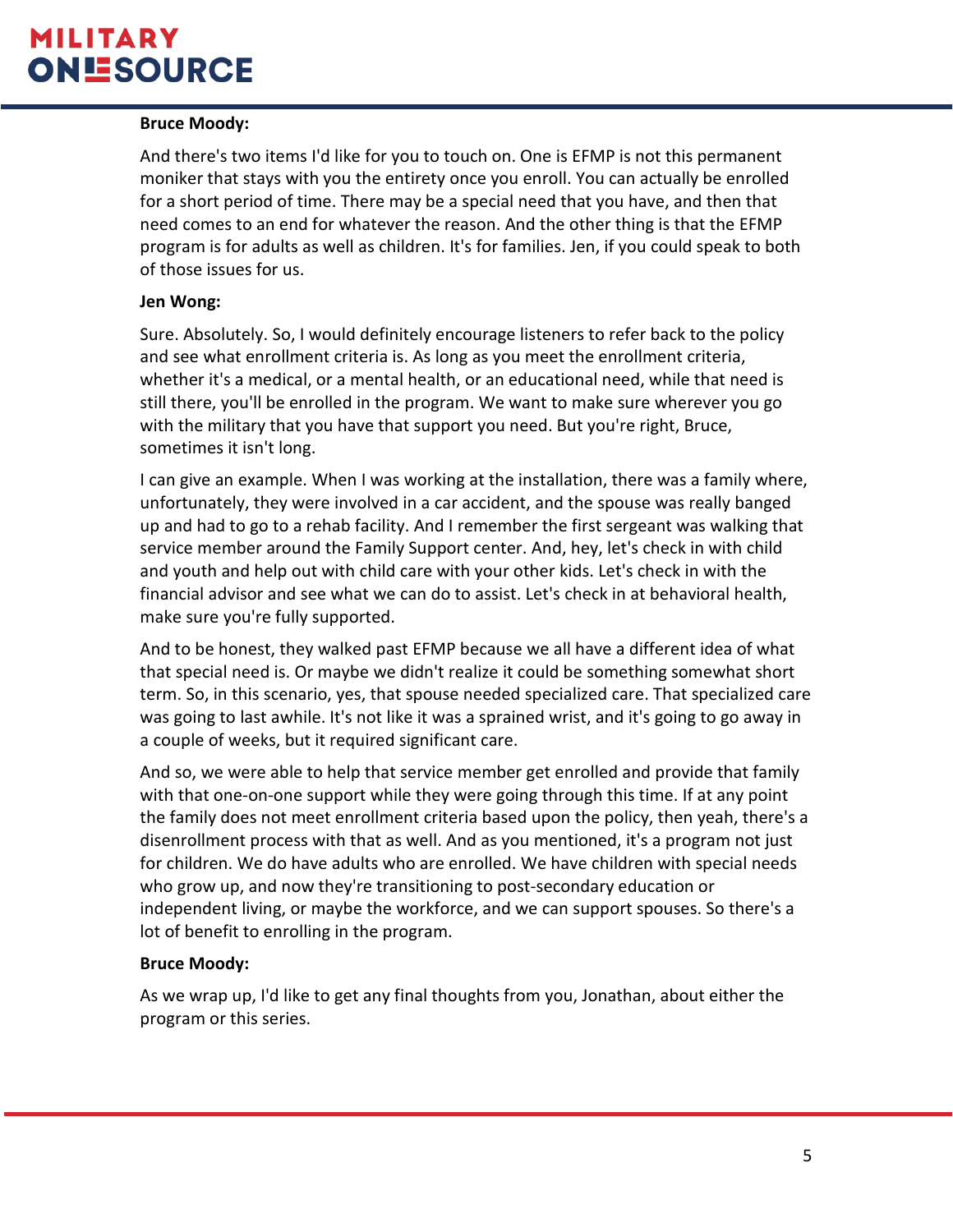**Bruce Moody:**

And there's two items I'd like for you to touch on. One is EFMP is not this permanent moniker that stays with you the entirety once you enroll. You can actually be enrolled for a short period of time. There may be a special need that you have, and then that need comes to an end for whatever the reason. And the other thing is that the EFMP program is for adults as well as children. It's for families. Jen, if you could speak to both of those issues for us.

**Jen Wong:**

Sure. Absolutely. So, I would definitely encourage listeners to refer back to the policy and see what enrollment criteria is. As long as you meet the enrollment criteria, whether it's a medical, or a mental health, or an educational need, while that need is still there, you'll be enrolled in the program. We want to make sure wherever you go with the military that you have that support you need. But you're right, Bruce, sometimes it isn't long.

I can give an example. When I was working at the installation, there was a family where, unfortunately, they were involved in a car accident, and the spouse was really banged up and had to go to a rehab facility. And I remember the first sergeant was walking that service member around the Family Support center. And, hey, let's check in with child and youth and help out with child care with your other kids. Let's check in with the financial advisor and see what we can do to assist. Let's check in at behavioral health, make sure you're fully supported.

And to be honest, they walked past EFMP because we all have a different idea of what that special need is. Or maybe we didn't realize it could be something somewhat short term. So, in this scenario, yes, that spouse needed specialized care. That specialized care was going to last awhile. It's not like it was a sprained wrist, and it's going to go away in a couple of weeks, but it required significant care.

And so, we were able to help that service member get enrolled and provide that family with that one-on-one support while they were going through this time. If at any point the family does not meet enrollment criteria based upon the policy, then yeah, there's a disenrollment process with that as well. And as you mentioned, it's a program not just for children. We do have adults who are enrolled. We have children with special needs who grow up, and now they're transitioning to post-secondary education or independent living, or maybe the workforce, and we can support spouses. So there's a lot of benefit to enrolling in the program.

**Bruce Moody:**

As we wrap up, I'd like to get any final thoughts from you, Jonathan, about either the program or this series.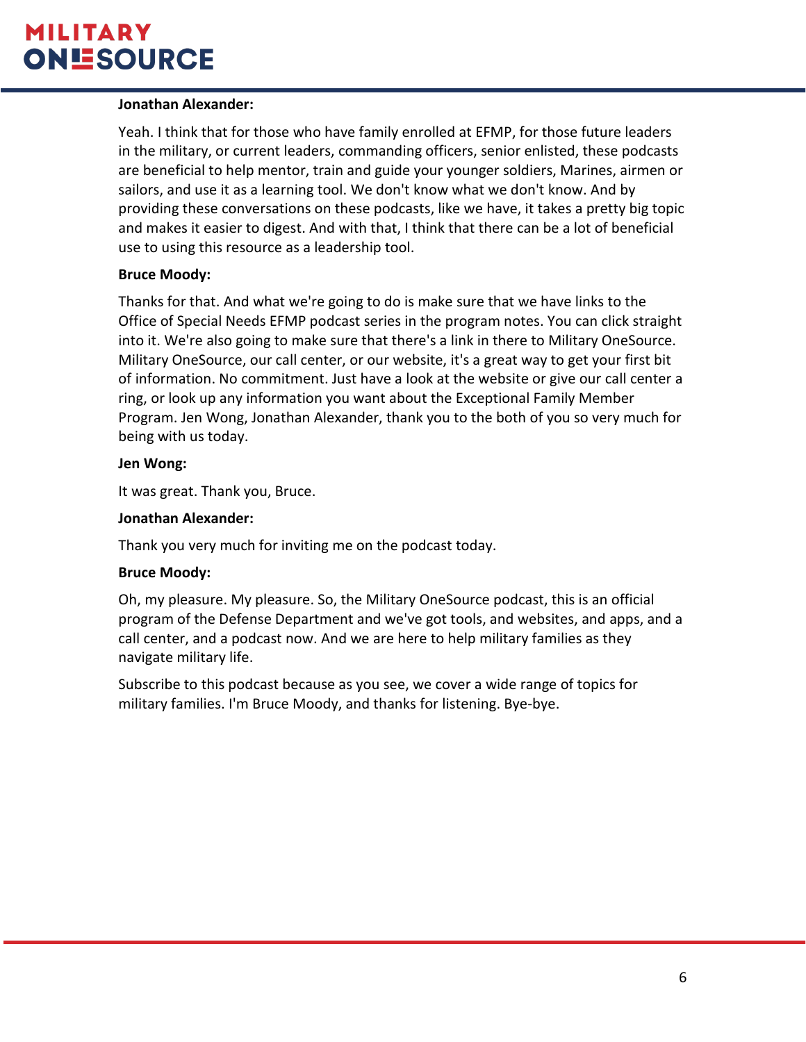**Jonathan Alexander:**

Yeah. I think that for those who have family enrolled at EFMP, for those future leaders in the military, or current leaders, commanding officers, senior enlisted, these podcasts are beneficial to help mentor, train and guide your younger soldiers, Marines, airmen or sailors, and use it as a learning tool. We don't know what we don't know. And by providing these conversations on these podcasts, like we have, it takes a pretty big topic and makes it easier to digest. And with that, I think that there can be a lot of beneficial use to using this resource as a leadership tool.

**Bruce Moody:**

Thanks for that. And what we're going to do is make sure that we have links to the Office of Special Needs EFMP podcast series in the program notes. You can click straight into it. We're also going to make sure that there's a link in there to Military OneSource. Military OneSource, our call center, or our website, it's a great way to get your first bit of information. No commitment. Just have a look at the website or give our call center a ring, or look up any information you want about the Exceptional Family Member Program. Jen Wong, Jonathan Alexander, thank you to the both of you so very much for being with us today.

**Jen Wong:**

It was great. Thank you, Bruce.

**Jonathan Alexander:**

Thank you very much for inviting me on the podcast today.

**Bruce Moody:**

Oh, my pleasure. My pleasure. So, the Military OneSource podcast, this is an official program of the Defense Department and we've got tools, and websites, and apps, and a call center, and a podcast now. And we are here to help military families as they navigate military life.

Subscribe to this podcast because as you see, we cover a wide range of topics for military families. I'm Bruce Moody, and thanks for listening. Bye-bye.